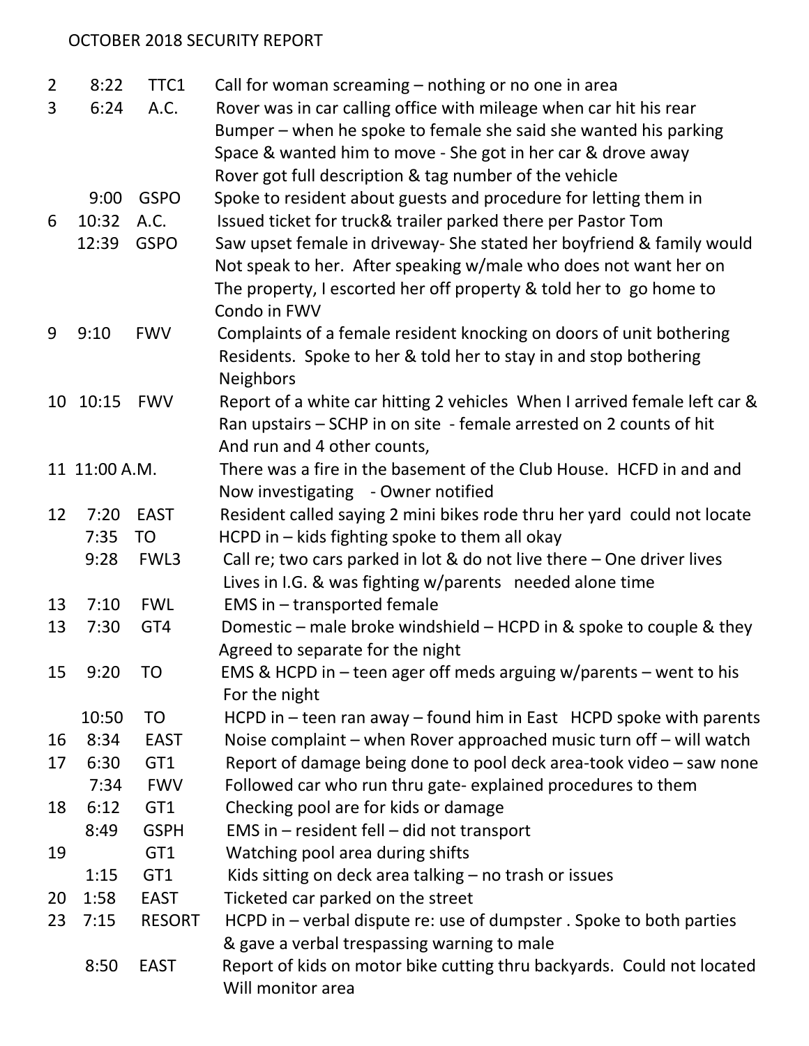# OCTOBER 2018 SECURITY REPORT

| Date | Time | Location | Description |
|---|---|---|---|
| 2 | 8:22 | TTC1 | Call for woman screaming – nothing or no one in area |
| 3 | 6:24 | A.C. | Rover was in car calling office with mileage when car hit his rear Bumper – when he spoke to female she said she wanted his parking Space & wanted him to move - She got in her car & drove away Rover got full description & tag number of the vehicle |
| | 9:00 | GSPO | Spoke to resident about guests and procedure for letting them in |
| 6 | 10:32 | A.C. | Issued ticket for truck& trailer parked there per Pastor Tom |
| | 12:39 | GSPO | Saw upset female in driveway- She stated her boyfriend & family would Not speak to her. After speaking w/male who does not want her on The property, I escorted her off property & told her to go home to Condo in FWV |
| 9 | 9:10 | FWV | Complaints of a female resident knocking on doors of unit bothering Residents. Spoke to her & told her to stay in and stop bothering Neighbors |
| 10 | 10:15 | FWV | Report of a white car hitting 2 vehicles When I arrived female left car & Ran upstairs – SCHP in on site - female arrested on 2 counts of hit And run and 4 other counts, |
| 11 | 11:00 A.M. | | There was a fire in the basement of the Club House. HCFD in and and Now investigating - Owner notified |
| 12 | 7:20 | EAST | Resident called saying 2 mini bikes rode thru her yard could not locate |
| | 7:35 | TO | HCPD in – kids fighting spoke to them all okay |
| | 9:28 | FWL3 | Call re; two cars parked in lot & do not live there – One driver lives Lives in I.G. & was fighting w/parents needed alone time |
| 13 | 7:10 | FWL | EMS in – transported female |
| 13 | 7:30 | GT4 | Domestic – male broke windshield – HCPD in & spoke to couple & they Agreed to separate for the night |
| 15 | 9:20 | TO | EMS & HCPD in – teen ager off meds arguing w/parents – went to his For the night |
| | 10:50 | TO | HCPD in – teen ran away – found him in East HCPD spoke with parents |
| 16 | 8:34 | EAST | Noise complaint – when Rover approached music turn off – will watch |
| 17 | 6:30 | GT1 | Report of damage being done to pool deck area-took video – saw none |
| | 7:34 | FWV | Followed car who run thru gate- explained procedures to them |
| 18 | 6:12 | GT1 | Checking pool are for kids or damage |
| | 8:49 | GSPH | EMS in – resident fell – did not transport |
| 19 | | GT1 | Watching pool area during shifts |
| | 1:15 | GT1 | Kids sitting on deck area talking – no trash or issues |
| 20 | 1:58 | EAST | Ticketed car parked on the street |
| 23 | 7:15 | RESORT | HCPD in – verbal dispute re: use of dumpster . Spoke to both parties & gave a verbal trespassing warning to male |
| | 8:50 | EAST | Report of kids on motor bike cutting thru backyards. Could not located Will monitor area |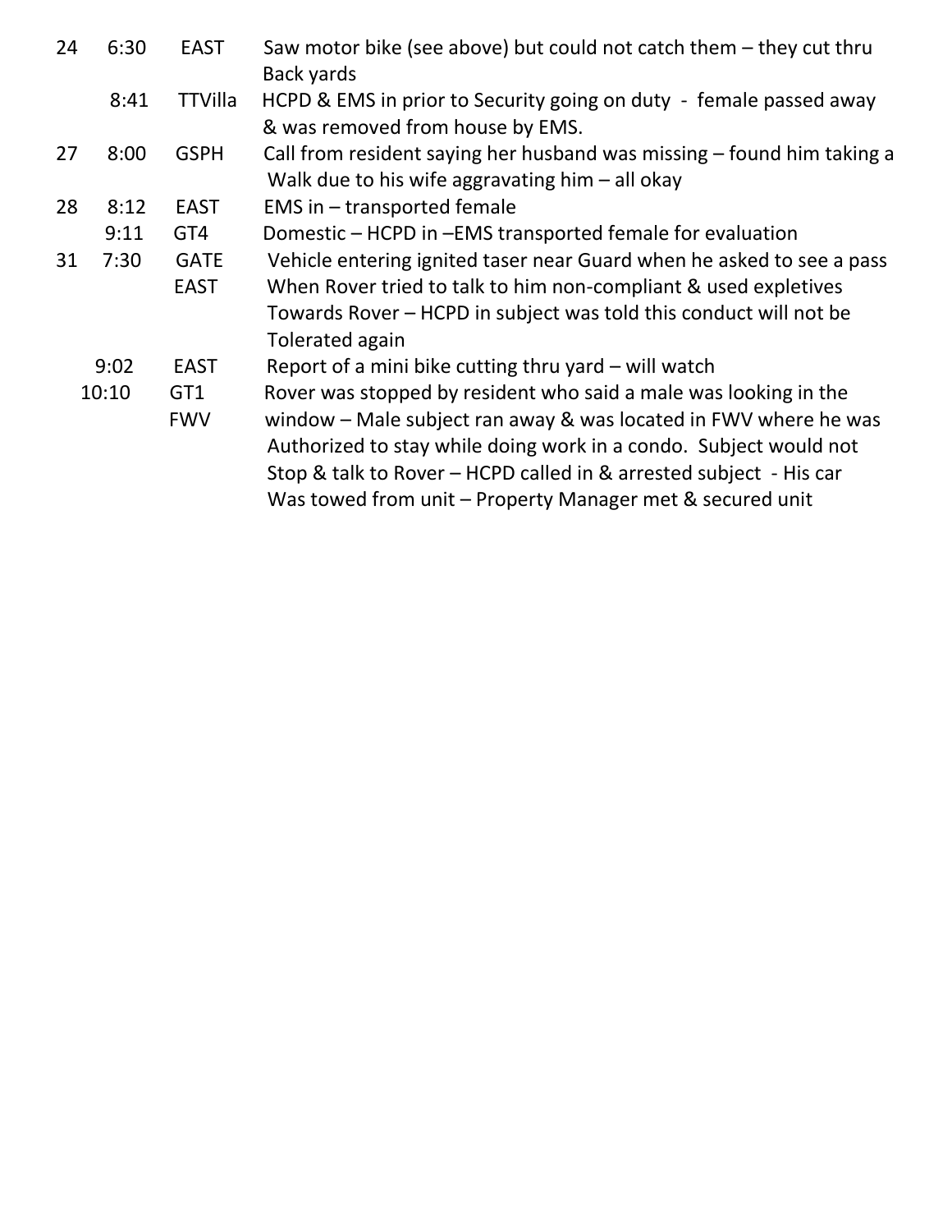| | | | |
|---|---|---|---|
| 24 | 6:30 | EAST | Saw motor bike (see above) but could not catch them – they cut thru Back yards |
| | 8:41 | TTVilla | HCPD & EMS in prior to Security going on duty - female passed away & was removed from house by EMS. |
| 27 | 8:00 | GSPH | Call from resident saying her husband was missing – found him taking a Walk due to his wife aggravating him – all okay |
| 28 | 8:12 | EAST | EMS in – transported female |
| | 9:11 | GT4 | Domestic – HCPD in –EMS transported female for evaluation |
| 31 | 7:30 | GATE EAST | Vehicle entering ignited taser near Guard when he asked to see a pass When Rover tried to talk to him non-compliant & used expletives Towards Rover – HCPD in subject was told this conduct will not be Tolerated again |
| | 9:02 | EAST | Report of a mini bike cutting thru yard – will watch |
| | 10:10 | GT1 FWV | Rover was stopped by resident who said a male was looking in the window – Male subject ran away & was located in FWV where he was Authorized to stay while doing work in a condo. Subject would not Stop & talk to Rover – HCPD called in & arrested subject - His car Was towed from unit – Property Manager met & secured unit |